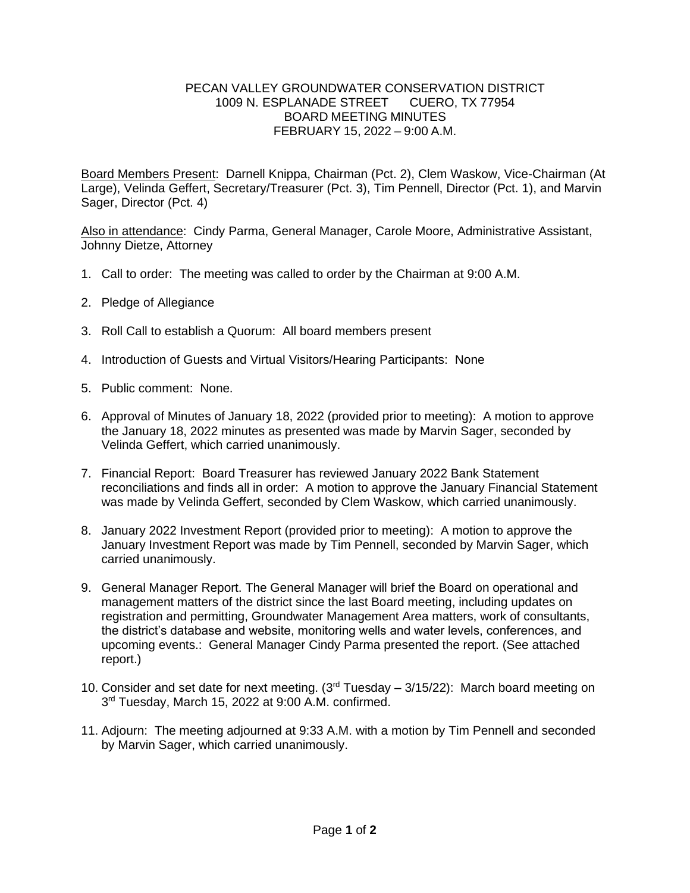# PECAN VALLEY GROUNDWATER CONSERVATION DISTRICT
## 1009 N. ESPLANADE STREET     CUERO, TX 77954
## BOARD MEETING MINUTES
## FEBRUARY 15, 2022 – 9:00 A.M.

Board Members Present: Darnell Knippa, Chairman (Pct. 2), Clem Waskow, Vice-Chairman (At Large), Velinda Geffert, Secretary/Treasurer (Pct. 3), Tim Pennell, Director (Pct. 1), and Marvin Sager, Director (Pct. 4)

Also in attendance: Cindy Parma, General Manager, Carole Moore, Administrative Assistant, Johnny Dietze, Attorney

1. Call to order: The meeting was called to order by the Chairman at 9:00 A.M.

2. Pledge of Allegiance

3. Roll Call to establish a Quorum: All board members present

4. Introduction of Guests and Virtual Visitors/Hearing Participants: None

5. Public comment: None.

6. Approval of Minutes of January 18, 2022 (provided prior to meeting): A motion to approve the January 18, 2022 minutes as presented was made by Marvin Sager, seconded by Velinda Geffert, which carried unanimously.

7. Financial Report: Board Treasurer has reviewed January 2022 Bank Statement reconciliations and finds all in order: A motion to approve the January Financial Statement was made by Velinda Geffert, seconded by Clem Waskow, which carried unanimously.

8. January 2022 Investment Report (provided prior to meeting): A motion to approve the January Investment Report was made by Tim Pennell, seconded by Marvin Sager, which carried unanimously.

9. General Manager Report. The General Manager will brief the Board on operational and management matters of the district since the last Board meeting, including updates on registration and permitting, Groundwater Management Area matters, work of consultants, the district's database and website, monitoring wells and water levels, conferences, and upcoming events.: General Manager Cindy Parma presented the report. (See attached report.)

10. Consider and set date for next meeting. (3rd Tuesday – 3/15/22): March board meeting on 3rd Tuesday, March 15, 2022 at 9:00 A.M. confirmed.

11. Adjourn: The meeting adjourned at 9:33 A.M. with a motion by Tim Pennell and seconded by Marvin Sager, which carried unanimously.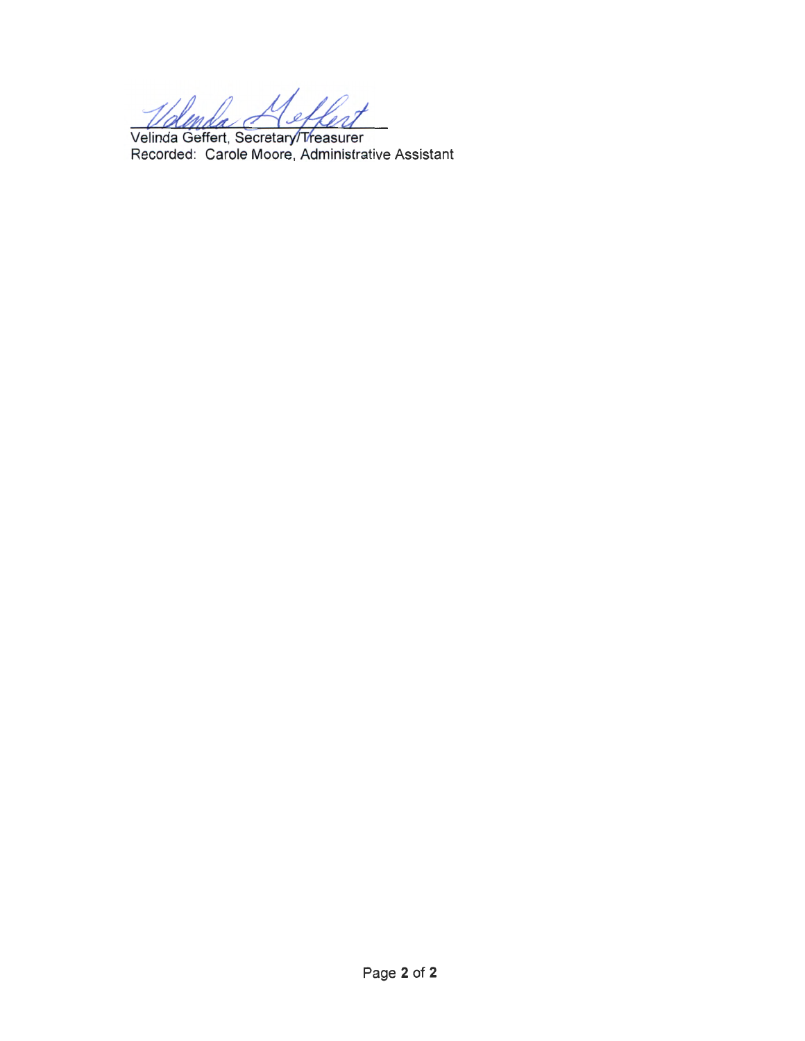Velinda Geffert, Secretary/Treasurer
Recorded: Carole Moore, Administrative Assistant